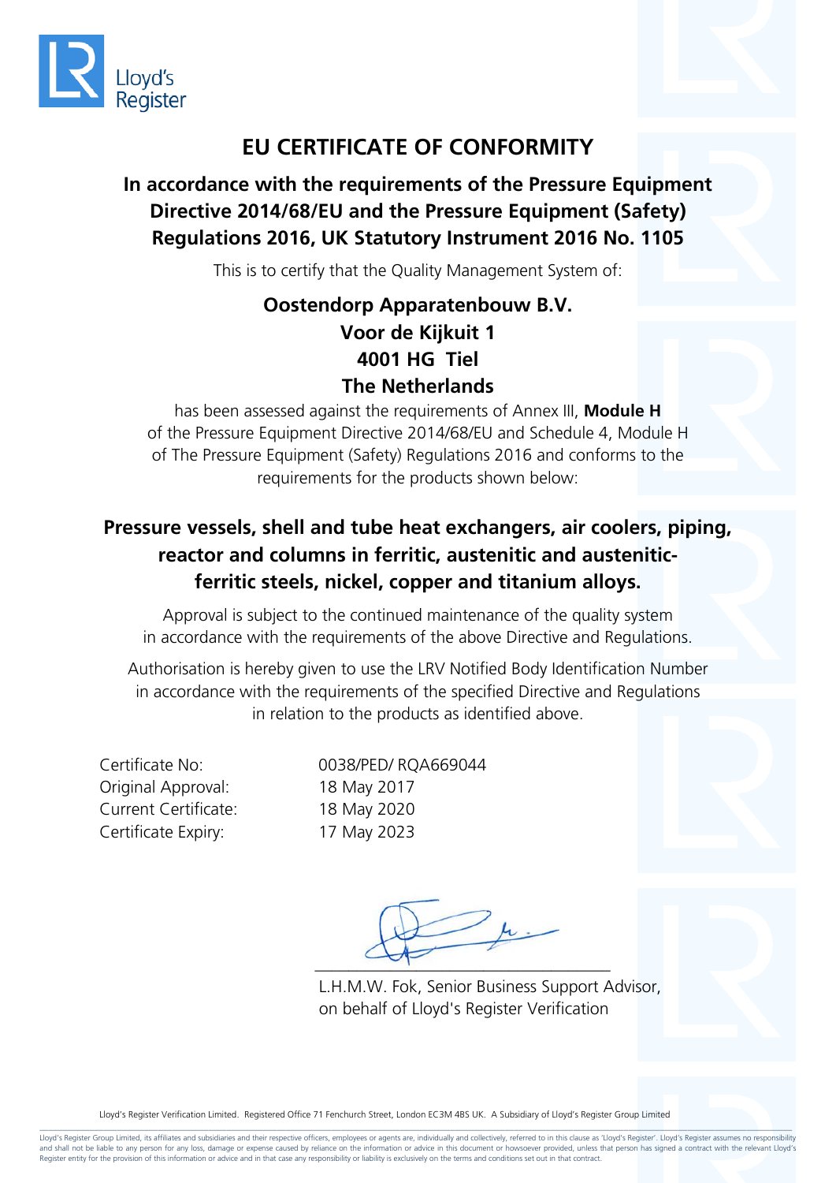Lloyd's Register

# EU CERTIFICATE OF CONFORMITY

## In accordance with the requirements of the Pressure Equipment Directive 2014/68/EU and the Pressure Equipment (Safety) Regulations 2016, UK Statutory Instrument 2016 No. 1105

This is to certify that the Quality Management System of:

**Oostendorp Apparatenbouw B.V.**
**Voor de Kijkuit 1**
**4001 HG Tiel**
**The Netherlands**

has been assessed against the requirements of Annex III, **Module H** of the Pressure Equipment Directive 2014/68/EU and Schedule 4, Module H of The Pressure Equipment (Safety) Regulations 2016 and conforms to the requirements for the products shown below:

**Pressure vessels, shell and tube heat exchangers, air coolers, piping, reactor and columns in ferritic, austenitic and austenitic-ferritic steels, nickel, copper and titanium alloys.**

Approval is subject to the continued maintenance of the quality system in accordance with the requirements of the above Directive and Regulations.

Authorisation is hereby given to use the LRV Notified Body Identification Number in accordance with the requirements of the specified Directive and Regulations in relation to the products as identified above.

| | |
|---|---|
| Certificate No: | 0038/PED/ RQA669044 |
| Original Approval: | 18 May 2017 |
| Current Certificate: | 18 May 2020 |
| Certificate Expiry: | 17 May 2023 |

L.H.M.W. Fok, Senior Business Support Advisor,
on behalf of Lloyd's Register Verification

Lloyd's Register Verification Limited. Registered Office 71 Fenchurch Street, London EC3M 4BS UK. A Subsidiary of Lloyd's Register Group Limited

Lloyd's Register Group Limited, its affiliates and subsidiaries and their respective officers, employees or agents are, individually and collectively, referred to in this clause as 'Lloyd's Register'. Lloyd's Register assumes no responsibility and shall not be liable to any person for any loss, damage or expense caused by reliance on the information or advice in this document or howsoever provided, unless that person has signed a contract with the relevant Lloyd's Register entity for the provision of this information or advice and in that case any responsibility or liability is exclusively on the terms and conditions set out in that contract.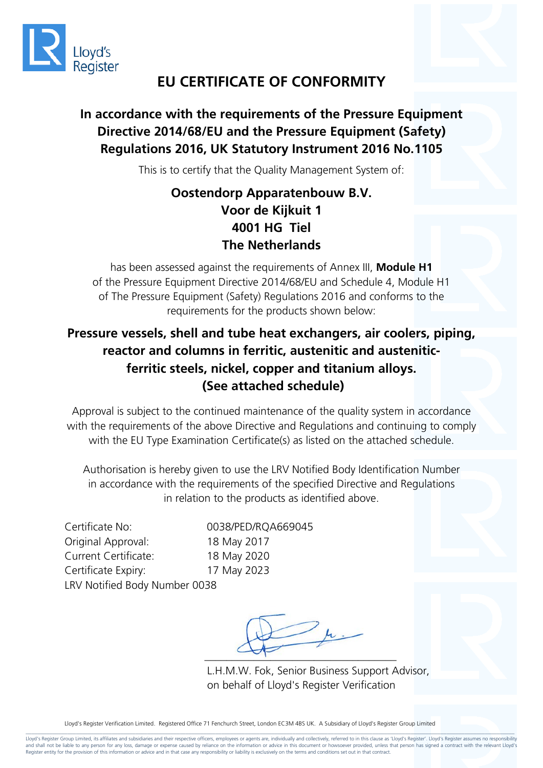Lloyd's Register

# EU CERTIFICATE OF CONFORMITY

## In accordance with the requirements of the Pressure Equipment Directive 2014/68/EU and the Pressure Equipment (Safety) Regulations 2016, UK Statutory Instrument 2016 No.1105

This is to certify that the Quality Management System of:

**Oostendorp Apparatenbouw B.V.**
**Voor de Kijkuit 1**
**4001 HG Tiel**
**The Netherlands**

has been assessed against the requirements of Annex III, **Module H1** of the Pressure Equipment Directive 2014/68/EU and Schedule 4, Module H1 of The Pressure Equipment (Safety) Regulations 2016 and conforms to the requirements for the products shown below:

**Pressure vessels, shell and tube heat exchangers, air coolers, piping, reactor and columns in ferritic, austenitic and austenitic-ferritic steels, nickel, copper and titanium alloys.**
**(See attached schedule)**

Approval is subject to the continued maintenance of the quality system in accordance with the requirements of the above Directive and Regulations and continuing to comply with the EU Type Examination Certificate(s) as listed on the attached schedule.

Authorisation is hereby given to use the LRV Notified Body Identification Number in accordance with the requirements of the specified Directive and Regulations in relation to the products as identified above.

Certificate No: 0038/PED/RQA669045
Original Approval: 18 May 2017
Current Certificate: 18 May 2020
Certificate Expiry: 17 May 2023
LRV Notified Body Number 0038

L.H.M.W. Fok, Senior Business Support Advisor,
on behalf of Lloyd's Register Verification

Lloyd's Register Verification Limited. Registered Office 71 Fenchurch Street, London EC3M 4BS UK. A Subsidiary of Lloyd's Register Group Limited

Lloyd's Register Group Limited, its affiliates and subsidiaries and their respective officers, employees or agents are, individually and collectively, referred to in this clause as 'Lloyd's Register'. Lloyd's Register assumes no responsibility and shall not be liable to any person for any loss, damage or expense caused by reliance on the information or advice in this document or howsoever provided, unless that person has signed a contract with the relevant Lloyd's Register entity for the provision of this information or advice and in that case any responsibility or liability is exclusively on the terms and conditions set out in that contract.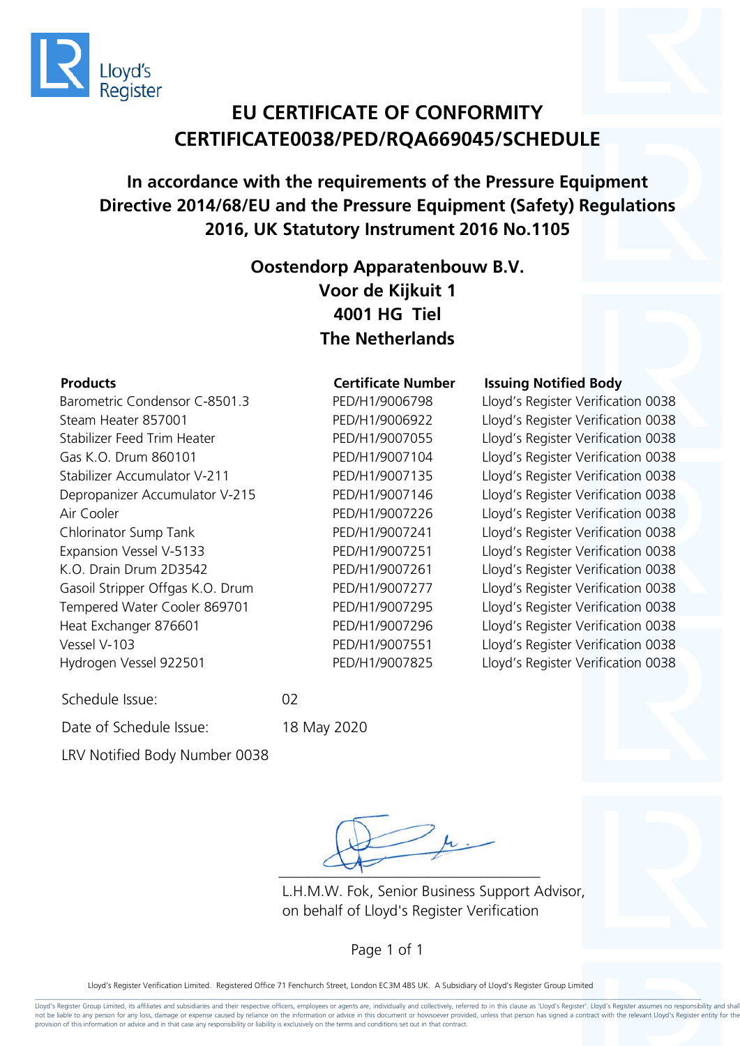Lloyd's Register

# EU CERTIFICATE OF CONFORMITY
# CERTIFICATE0038/PED/RQA669045/SCHEDULE

## In accordance with the requirements of the Pressure Equipment Directive 2014/68/EU and the Pressure Equipment (Safety) Regulations 2016, UK Statutory Instrument 2016 No.1105

**Oostendorp Apparatenbouw B.V.**
**Voor de Kijkuit 1**
**4001 HG Tiel**
**The Netherlands**

| Products | Certificate Number | Issuing Notified Body |
|---|---|---|
| Barometric Condensor C-8501.3 | PED/H1/9006798 | Lloyd's Register Verification 0038 |
| Steam Heater 857001 | PED/H1/9006922 | Lloyd's Register Verification 0038 |
| Stabilizer Feed Trim Heater | PED/H1/9007055 | Lloyd's Register Verification 0038 |
| Gas K.O. Drum 860101 | PED/H1/9007104 | Lloyd's Register Verification 0038 |
| Stabilizer Accumulator V-211 | PED/H1/9007135 | Lloyd's Register Verification 0038 |
| Depropanizer Accumulator V-215 | PED/H1/9007146 | Lloyd's Register Verification 0038 |
| Air Cooler | PED/H1/9007226 | Lloyd's Register Verification 0038 |
| Chlorinator Sump Tank | PED/H1/9007241 | Lloyd's Register Verification 0038 |
| Expansion Vessel V-5133 | PED/H1/9007251 | Lloyd's Register Verification 0038 |
| K.O. Drain Drum 2D3542 | PED/H1/9007261 | Lloyd's Register Verification 0038 |
| Gasoil Stripper Offgas K.O. Drum | PED/H1/9007277 | Lloyd's Register Verification 0038 |
| Tempered Water Cooler 869701 | PED/H1/9007295 | Lloyd's Register Verification 0038 |
| Heat Exchanger 876601 | PED/H1/9007296 | Lloyd's Register Verification 0038 |
| Vessel V-103 | PED/H1/9007551 | Lloyd's Register Verification 0038 |
| Hydrogen Vessel 922501 | PED/H1/9007825 | Lloyd's Register Verification 0038 |

Schedule Issue: 02

Date of Schedule Issue: 18 May 2020

LRV Notified Body Number 0038

L.H.M.W. Fok, Senior Business Support Advisor,
on behalf of Lloyd's Register Verification

Lloyd's Register Verification Limited. Registered Office 71 Fenchurch Street, London EC3M 4BS UK. A Subsidiary of Lloyd's Register Group Limited

Lloyd's Register Group Limited, its affiliates and subsidiaries and their respective officers, employees or agents are, individually and collectively, referred to in this clause as 'Lloyd's Register'. Lloyd's Register assumes no responsibility and shall not be liable to any person for any loss, damage or expense caused by reliance on the information or advice in this document or howsoever provided, unless that person has signed a contract with the relevant Lloyd's Register entity for the provision of this information or advice and in that case any responsibility or liability is exclusively on the terms and conditions set out in that contract.